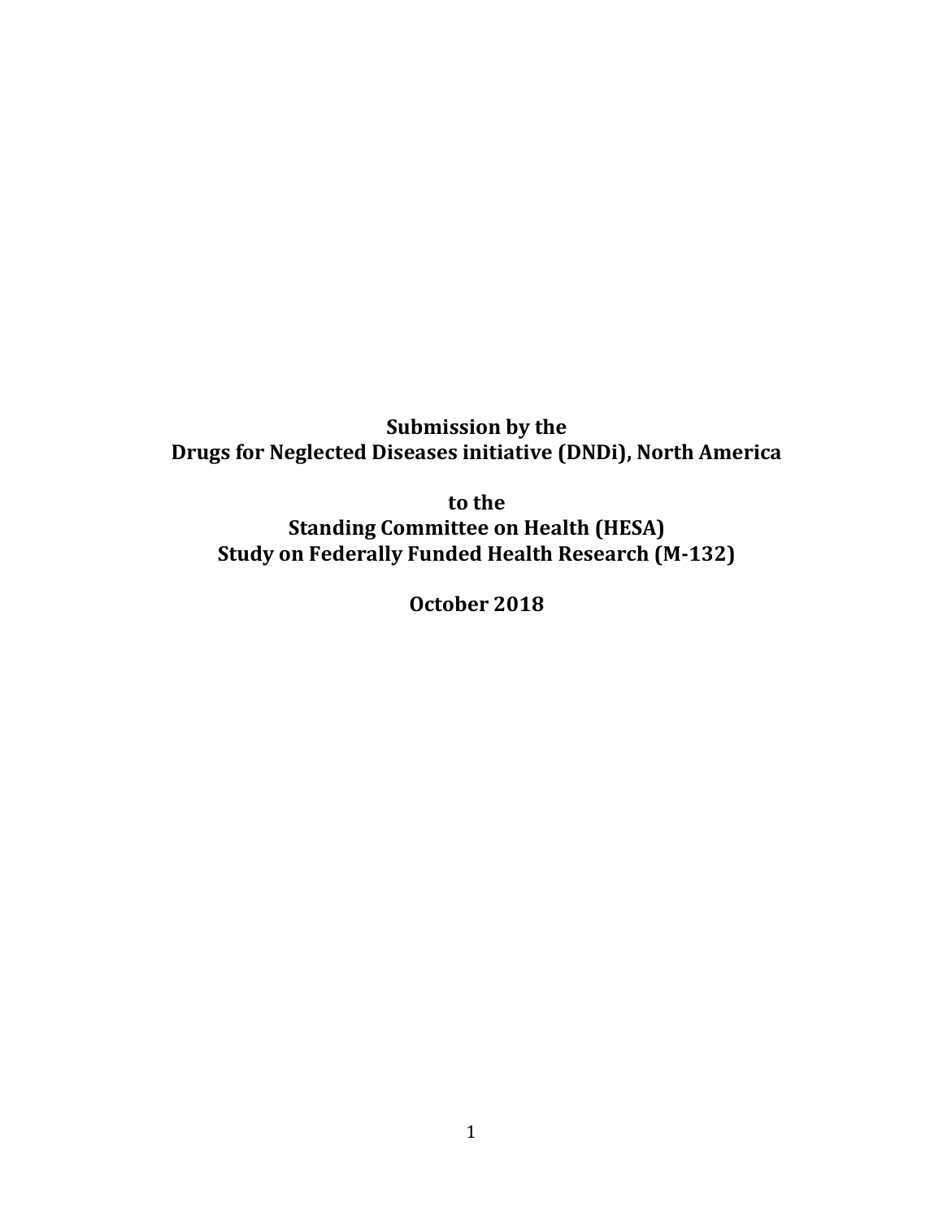**Submission by the**
**Drugs for Neglected Diseases initiative (DNDi), North America**

**to the**
**Standing Committee on Health (HESA)**
**Study on Federally Funded Health Research (M-132)**

**October 2018**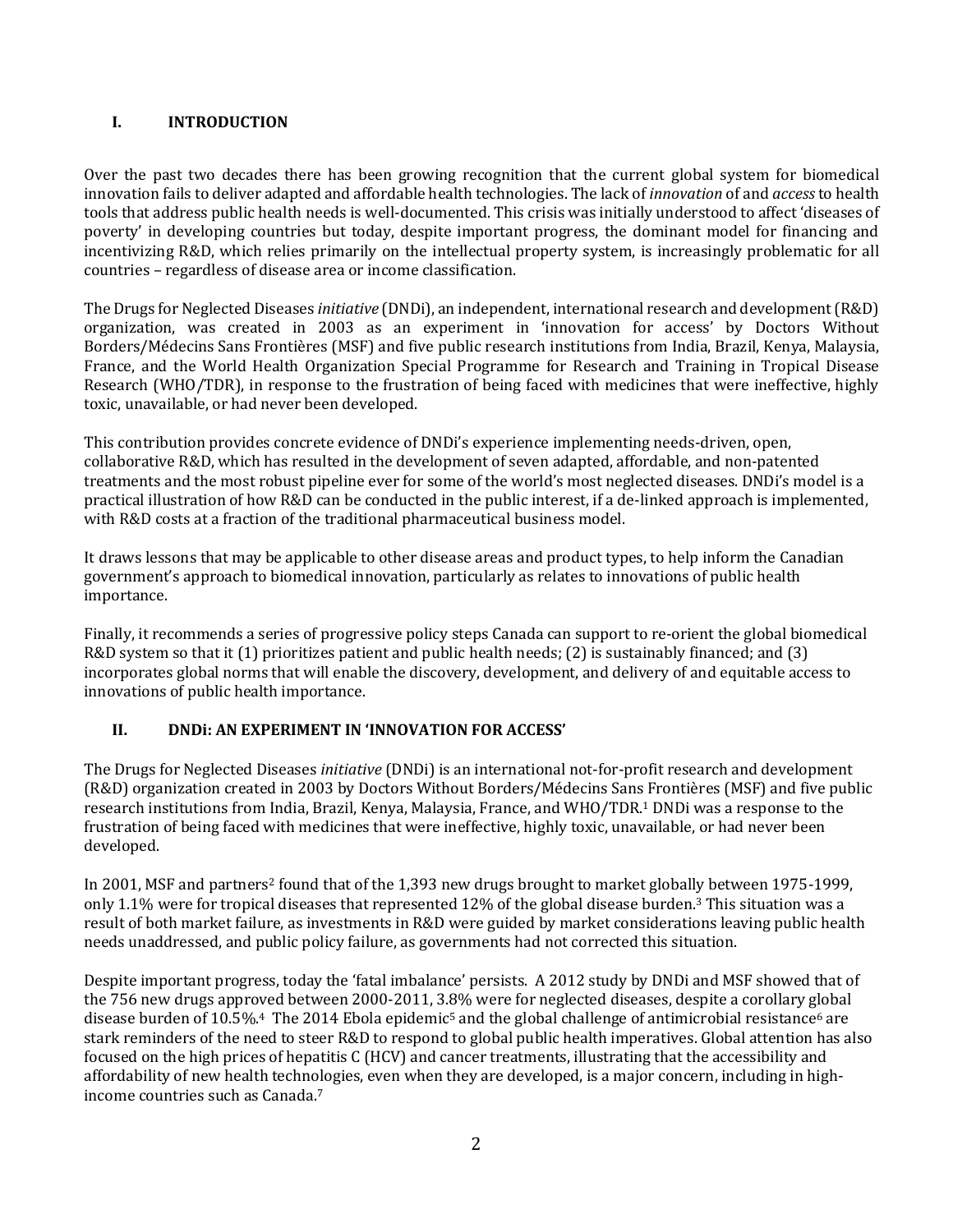## I. INTRODUCTION

Over the past two decades there has been growing recognition that the current global system for biomedical innovation fails to deliver adapted and affordable health technologies. The lack of *innovation* of and *access* to health tools that address public health needs is well-documented. This crisis was initially understood to affect 'diseases of poverty' in developing countries but today, despite important progress, the dominant model for financing and incentivizing R&D, which relies primarily on the intellectual property system, is increasingly problematic for all countries – regardless of disease area or income classification.

The Drugs for Neglected Diseases *initiative* (DNDi), an independent, international research and development (R&D) organization, was created in 2003 as an experiment in 'innovation for access' by Doctors Without Borders/Médecins Sans Frontières (MSF) and five public research institutions from India, Brazil, Kenya, Malaysia, France, and the World Health Organization Special Programme for Research and Training in Tropical Disease Research (WHO/TDR), in response to the frustration of being faced with medicines that were ineffective, highly toxic, unavailable, or had never been developed.

This contribution provides concrete evidence of DNDi's experience implementing needs-driven, open, collaborative R&D, which has resulted in the development of seven adapted, affordable, and non-patented treatments and the most robust pipeline ever for some of the world's most neglected diseases. DNDi's model is a practical illustration of how R&D can be conducted in the public interest, if a de-linked approach is implemented, with R&D costs at a fraction of the traditional pharmaceutical business model.

It draws lessons that may be applicable to other disease areas and product types, to help inform the Canadian government's approach to biomedical innovation, particularly as relates to innovations of public health importance.

Finally, it recommends a series of progressive policy steps Canada can support to re-orient the global biomedical R&D system so that it (1) prioritizes patient and public health needs; (2) is sustainably financed; and (3) incorporates global norms that will enable the discovery, development, and delivery of and equitable access to innovations of public health importance.

## II. DNDi: AN EXPERIMENT IN 'INNOVATION FOR ACCESS'

The Drugs for Neglected Diseases *initiative* (DNDi) is an international not-for-profit research and development (R&D) organization created in 2003 by Doctors Without Borders/Médecins Sans Frontières (MSF) and five public research institutions from India, Brazil, Kenya, Malaysia, France, and WHO/TDR.[1] DNDi was a response to the frustration of being faced with medicines that were ineffective, highly toxic, unavailable, or had never been developed.

In 2001, MSF and partners[2] found that of the 1,393 new drugs brought to market globally between 1975-1999, only 1.1% were for tropical diseases that represented 12% of the global disease burden.[3] This situation was a result of both market failure, as investments in R&D were guided by market considerations leaving public health needs unaddressed, and public policy failure, as governments had not corrected this situation.

Despite important progress, today the 'fatal imbalance' persists. A 2012 study by DNDi and MSF showed that of the 756 new drugs approved between 2000-2011, 3.8% were for neglected diseases, despite a corollary global disease burden of 10.5%.[4] The 2014 Ebola epidemic[5] and the global challenge of antimicrobial resistance[6] are stark reminders of the need to steer R&D to respond to global public health imperatives. Global attention has also focused on the high prices of hepatitis C (HCV) and cancer treatments, illustrating that the accessibility and affordability of new health technologies, even when they are developed, is a major concern, including in high-income countries such as Canada.[7]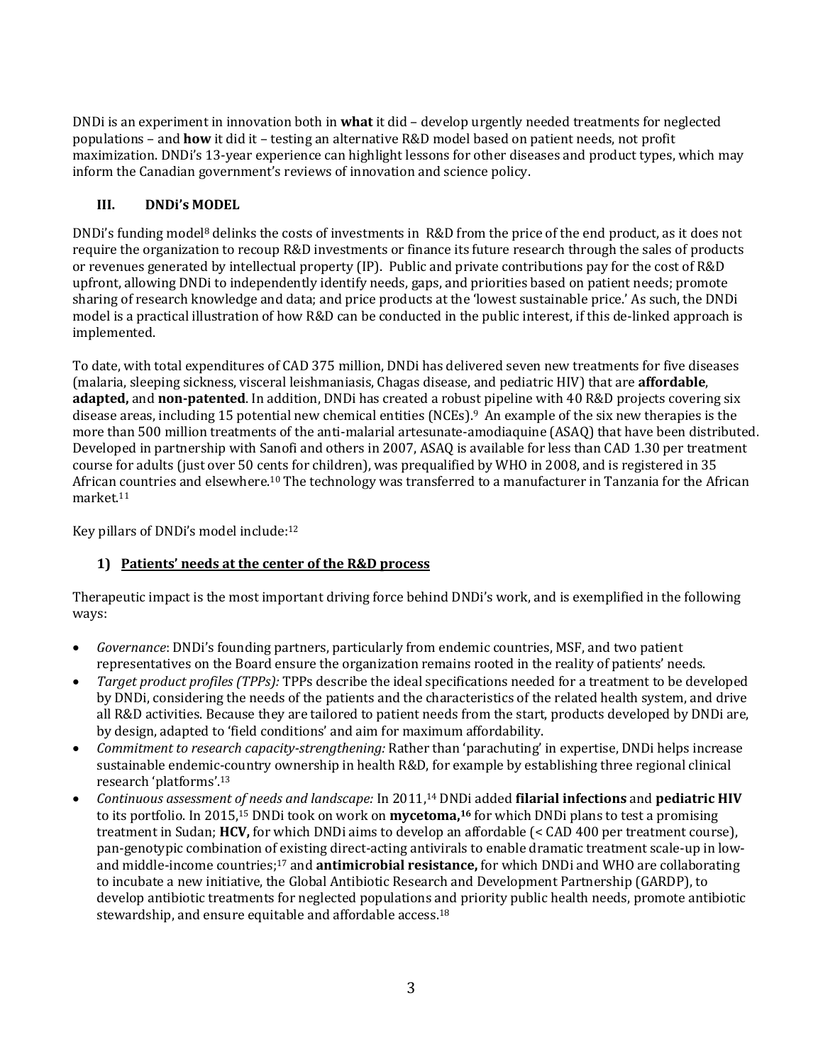DNDi is an experiment in innovation both in **what** it did – develop urgently needed treatments for neglected populations – and **how** it did it – testing an alternative R&D model based on patient needs, not profit maximization. DNDi's 13-year experience can highlight lessons for other diseases and product types, which may inform the Canadian government's reviews of innovation and science policy.

## III. DNDi's MODEL

DNDi's funding model[8] delinks the costs of investments in R&D from the price of the end product, as it does not require the organization to recoup R&D investments or finance its future research through the sales of products or revenues generated by intellectual property (IP). Public and private contributions pay for the cost of R&D upfront, allowing DNDi to independently identify needs, gaps, and priorities based on patient needs; promote sharing of research knowledge and data; and price products at the 'lowest sustainable price.' As such, the DNDi model is a practical illustration of how R&D can be conducted in the public interest, if this de-linked approach is implemented.

To date, with total expenditures of CAD 375 million, DNDi has delivered seven new treatments for five diseases (malaria, sleeping sickness, visceral leishmaniasis, Chagas disease, and pediatric HIV) that are **affordable**, **adapted,** and **non-patented**. In addition, DNDi has created a robust pipeline with 40 R&D projects covering six disease areas, including 15 potential new chemical entities (NCEs).[9] An example of the six new therapies is the more than 500 million treatments of the anti-malarial artesunate-amodiaquine (ASAQ) that have been distributed. Developed in partnership with Sanofi and others in 2007, ASAQ is available for less than CAD 1.30 per treatment course for adults (just over 50 cents for children), was prequalified by WHO in 2008, and is registered in 35 African countries and elsewhere.[10] The technology was transferred to a manufacturer in Tanzania for the African market.[11]

Key pillars of DNDi's model include:[12]

### 1) Patients' needs at the center of the R&D process

Therapeutic impact is the most important driving force behind DNDi's work, and is exemplified in the following ways:

- *Governance*: DNDi's founding partners, particularly from endemic countries, MSF, and two patient representatives on the Board ensure the organization remains rooted in the reality of patients' needs.
- *Target product profiles (TPPs):* TPPs describe the ideal specifications needed for a treatment to be developed by DNDi, considering the needs of the patients and the characteristics of the related health system, and drive all R&D activities. Because they are tailored to patient needs from the start, products developed by DNDi are, by design, adapted to 'field conditions' and aim for maximum affordability.
- *Commitment to research capacity-strengthening:* Rather than 'parachuting' in expertise, DNDi helps increase sustainable endemic-country ownership in health R&D, for example by establishing three regional clinical research 'platforms'.[13]
- *Continuous assessment of needs and landscape:* In 2011,[14] DNDi added **filarial infections** and **pediatric HIV** to its portfolio. In 2015,[15] DNDi took on work on **mycetoma,**[16] for which DNDi plans to test a promising treatment in Sudan; **HCV,** for which DNDi aims to develop an affordable (< CAD 400 per treatment course), pan-genotypic combination of existing direct-acting antivirals to enable dramatic treatment scale-up in low- and middle-income countries;[17] and **antimicrobial resistance,** for which DNDi and WHO are collaborating to incubate a new initiative, the Global Antibiotic Research and Development Partnership (GARDP), to develop antibiotic treatments for neglected populations and priority public health needs, promote antibiotic stewardship, and ensure equitable and affordable access.[18]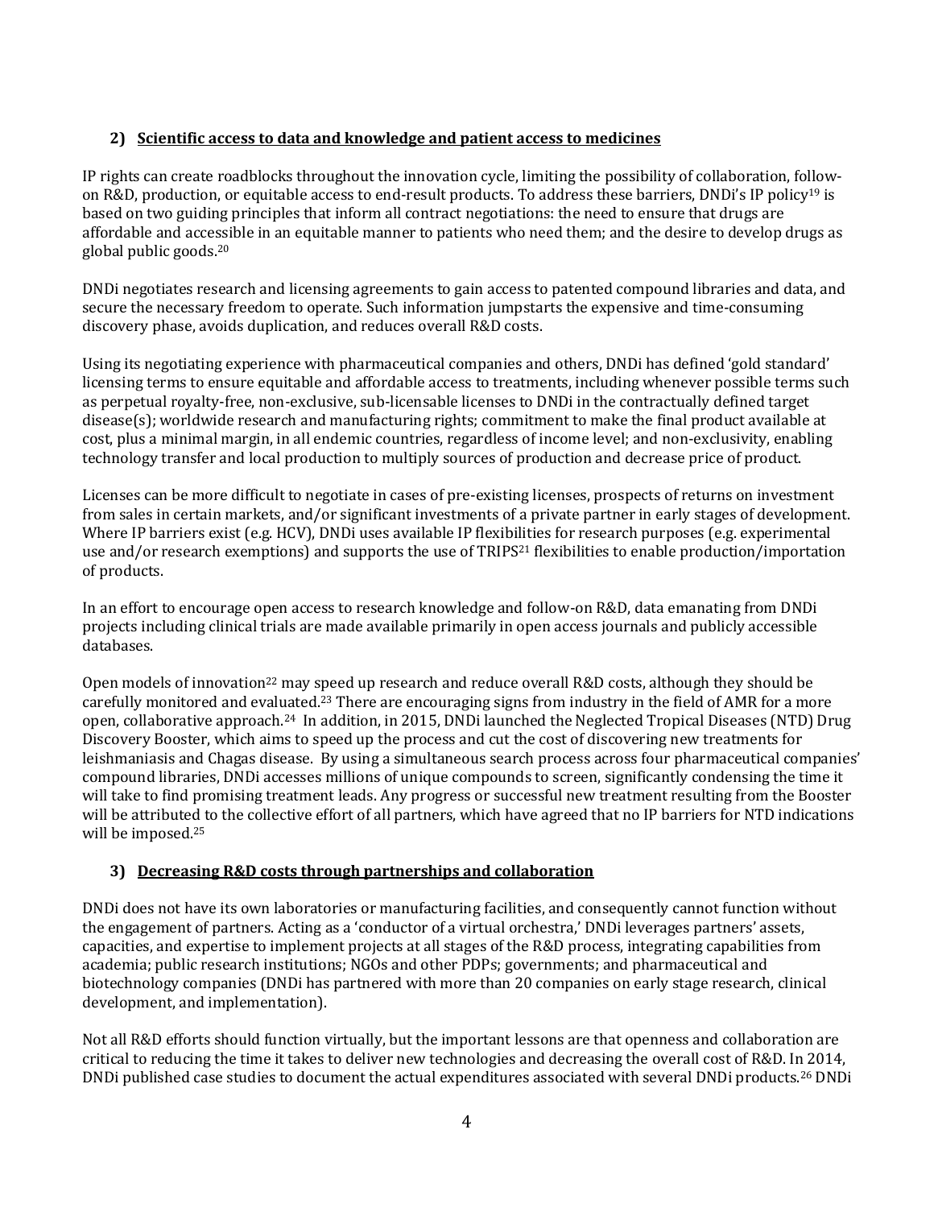### 2) Scientific access to data and knowledge and patient access to medicines

IP rights can create roadblocks throughout the innovation cycle, limiting the possibility of collaboration, follow-on R&D, production, or equitable access to end-result products. To address these barriers, DNDi's IP policy[19] is based on two guiding principles that inform all contract negotiations: the need to ensure that drugs are affordable and accessible in an equitable manner to patients who need them; and the desire to develop drugs as global public goods.[20]

DNDi negotiates research and licensing agreements to gain access to patented compound libraries and data, and secure the necessary freedom to operate. Such information jumpstarts the expensive and time-consuming discovery phase, avoids duplication, and reduces overall R&D costs.

Using its negotiating experience with pharmaceutical companies and others, DNDi has defined 'gold standard' licensing terms to ensure equitable and affordable access to treatments, including whenever possible terms such as perpetual royalty-free, non-exclusive, sub-licensable licenses to DNDi in the contractually defined target disease(s); worldwide research and manufacturing rights; commitment to make the final product available at cost, plus a minimal margin, in all endemic countries, regardless of income level; and non-exclusivity, enabling technology transfer and local production to multiply sources of production and decrease price of product.

Licenses can be more difficult to negotiate in cases of pre-existing licenses, prospects of returns on investment from sales in certain markets, and/or significant investments of a private partner in early stages of development. Where IP barriers exist (e.g. HCV), DNDi uses available IP flexibilities for research purposes (e.g. experimental use and/or research exemptions) and supports the use of TRIPS[21] flexibilities to enable production/importation of products.

In an effort to encourage open access to research knowledge and follow-on R&D, data emanating from DNDi projects including clinical trials are made available primarily in open access journals and publicly accessible databases.

Open models of innovation[22] may speed up research and reduce overall R&D costs, although they should be carefully monitored and evaluated.[23] There are encouraging signs from industry in the field of AMR for a more open, collaborative approach.[24] In addition, in 2015, DNDi launched the Neglected Tropical Diseases (NTD) Drug Discovery Booster, which aims to speed up the process and cut the cost of discovering new treatments for leishmaniasis and Chagas disease. By using a simultaneous search process across four pharmaceutical companies' compound libraries, DNDi accesses millions of unique compounds to screen, significantly condensing the time it will take to find promising treatment leads. Any progress or successful new treatment resulting from the Booster will be attributed to the collective effort of all partners, which have agreed that no IP barriers for NTD indications will be imposed.[25]

### 3) Decreasing R&D costs through partnerships and collaboration

DNDi does not have its own laboratories or manufacturing facilities, and consequently cannot function without the engagement of partners. Acting as a 'conductor of a virtual orchestra,' DNDi leverages partners' assets, capacities, and expertise to implement projects at all stages of the R&D process, integrating capabilities from academia; public research institutions; NGOs and other PDPs; governments; and pharmaceutical and biotechnology companies (DNDi has partnered with more than 20 companies on early stage research, clinical development, and implementation).

Not all R&D efforts should function virtually, but the important lessons are that openness and collaboration are critical to reducing the time it takes to deliver new technologies and decreasing the overall cost of R&D. In 2014, DNDi published case studies to document the actual expenditures associated with several DNDi products.[26] DNDi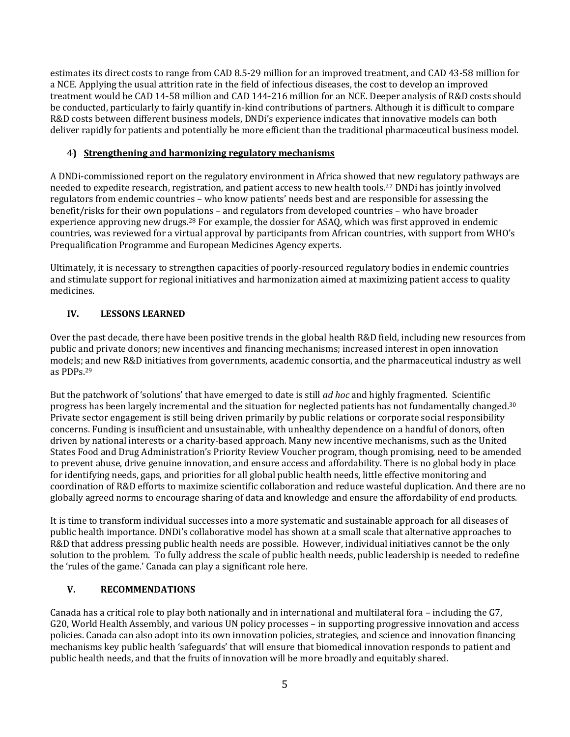estimates its direct costs to range from CAD 8.5-29 million for an improved treatment, and CAD 43-58 million for a NCE. Applying the usual attrition rate in the field of infectious diseases, the cost to develop an improved treatment would be CAD 14-58 million and CAD 144-216 million for an NCE. Deeper analysis of R&D costs should be conducted, particularly to fairly quantify in-kind contributions of partners. Although it is difficult to compare R&D costs between different business models, DNDi's experience indicates that innovative models can both deliver rapidly for patients and potentially be more efficient than the traditional pharmaceutical business model.

### 4) Strengthening and harmonizing regulatory mechanisms

A DNDi-commissioned report on the regulatory environment in Africa showed that new regulatory pathways are needed to expedite research, registration, and patient access to new health tools.[27] DNDi has jointly involved regulators from endemic countries – who know patients' needs best and are responsible for assessing the benefit/risks for their own populations – and regulators from developed countries – who have broader experience approving new drugs.[28] For example, the dossier for ASAQ, which was first approved in endemic countries, was reviewed for a virtual approval by participants from African countries, with support from WHO's Prequalification Programme and European Medicines Agency experts.

Ultimately, it is necessary to strengthen capacities of poorly-resourced regulatory bodies in endemic countries and stimulate support for regional initiatives and harmonization aimed at maximizing patient access to quality medicines.

## IV. LESSONS LEARNED

Over the past decade, there have been positive trends in the global health R&D field, including new resources from public and private donors; new incentives and financing mechanisms; increased interest in open innovation models; and new R&D initiatives from governments, academic consortia, and the pharmaceutical industry as well as PDPs.[29]

But the patchwork of 'solutions' that have emerged to date is still *ad hoc* and highly fragmented. Scientific progress has been largely incremental and the situation for neglected patients has not fundamentally changed.[30] Private sector engagement is still being driven primarily by public relations or corporate social responsibility concerns. Funding is insufficient and unsustainable, with unhealthy dependence on a handful of donors, often driven by national interests or a charity-based approach. Many new incentive mechanisms, such as the United States Food and Drug Administration's Priority Review Voucher program, though promising, need to be amended to prevent abuse, drive genuine innovation, and ensure access and affordability. There is no global body in place for identifying needs, gaps, and priorities for all global public health needs, little effective monitoring and coordination of R&D efforts to maximize scientific collaboration and reduce wasteful duplication. And there are no globally agreed norms to encourage sharing of data and knowledge and ensure the affordability of end products.

It is time to transform individual successes into a more systematic and sustainable approach for all diseases of public health importance. DNDi's collaborative model has shown at a small scale that alternative approaches to R&D that address pressing public health needs are possible. However, individual initiatives cannot be the only solution to the problem. To fully address the scale of public health needs, public leadership is needed to redefine the 'rules of the game.' Canada can play a significant role here.

## V. RECOMMENDATIONS

Canada has a critical role to play both nationally and in international and multilateral fora – including the G7, G20, World Health Assembly, and various UN policy processes – in supporting progressive innovation and access policies. Canada can also adopt into its own innovation policies, strategies, and science and innovation financing mechanisms key public health 'safeguards' that will ensure that biomedical innovation responds to patient and public health needs, and that the fruits of innovation will be more broadly and equitably shared.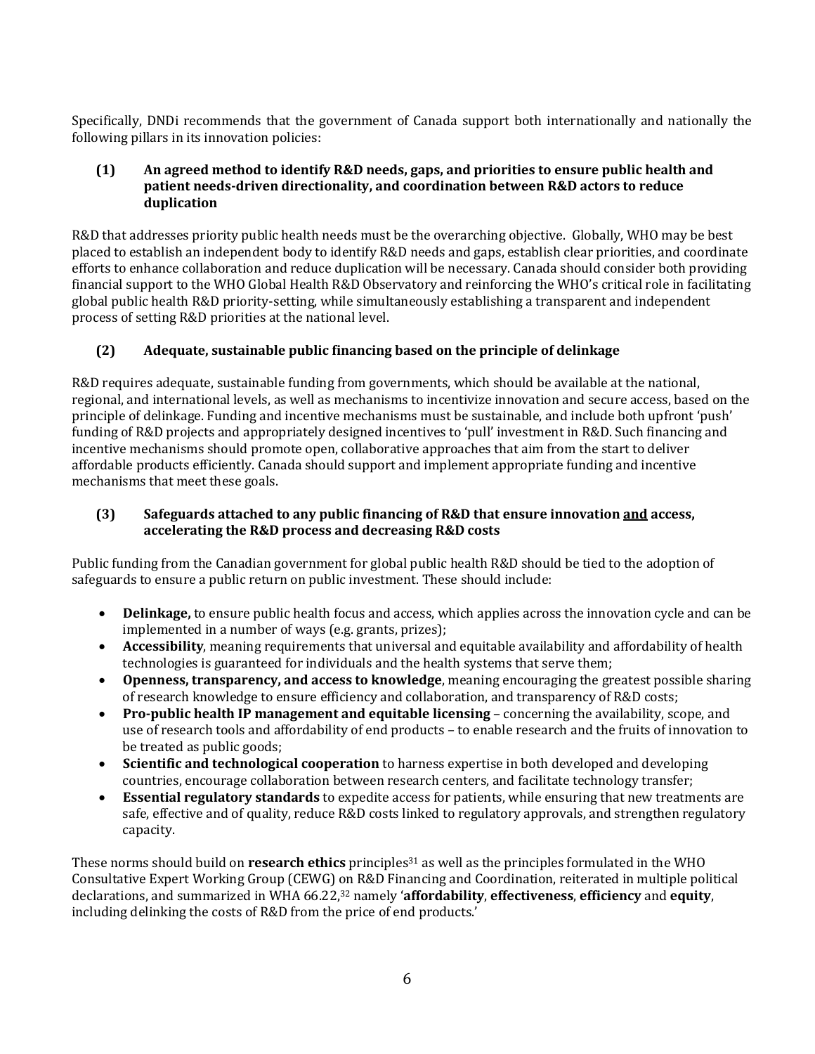Specifically, DNDi recommends that the government of Canada support both internationally and nationally the following pillars in its innovation policies:

### (1) An agreed method to identify R&D needs, gaps, and priorities to ensure public health and patient needs-driven directionality, and coordination between R&D actors to reduce duplication

R&D that addresses priority public health needs must be the overarching objective. Globally, WHO may be best placed to establish an independent body to identify R&D needs and gaps, establish clear priorities, and coordinate efforts to enhance collaboration and reduce duplication will be necessary. Canada should consider both providing financial support to the WHO Global Health R&D Observatory and reinforcing the WHO's critical role in facilitating global public health R&D priority-setting, while simultaneously establishing a transparent and independent process of setting R&D priorities at the national level.

### (2) Adequate, sustainable public financing based on the principle of delinkage

R&D requires adequate, sustainable funding from governments, which should be available at the national, regional, and international levels, as well as mechanisms to incentivize innovation and secure access, based on the principle of delinkage. Funding and incentive mechanisms must be sustainable, and include both upfront 'push' funding of R&D projects and appropriately designed incentives to 'pull' investment in R&D. Such financing and incentive mechanisms should promote open, collaborative approaches that aim from the start to deliver affordable products efficiently. Canada should support and implement appropriate funding and incentive mechanisms that meet these goals.

### (3) Safeguards attached to any public financing of R&D that ensure innovation <u>and</u> access, accelerating the R&D process and decreasing R&D costs

Public funding from the Canadian government for global public health R&D should be tied to the adoption of safeguards to ensure a public return on public investment. These should include:

- **Delinkage,** to ensure public health focus and access, which applies across the innovation cycle and can be implemented in a number of ways (e.g. grants, prizes);
- **Accessibility**, meaning requirements that universal and equitable availability and affordability of health technologies is guaranteed for individuals and the health systems that serve them;
- **Openness, transparency, and access to knowledge**, meaning encouraging the greatest possible sharing of research knowledge to ensure efficiency and collaboration, and transparency of R&D costs;
- **Pro-public health IP management and equitable licensing** – concerning the availability, scope, and use of research tools and affordability of end products – to enable research and the fruits of innovation to be treated as public goods;
- **Scientific and technological cooperation** to harness expertise in both developed and developing countries, encourage collaboration between research centers, and facilitate technology transfer;
- **Essential regulatory standards** to expedite access for patients, while ensuring that new treatments are safe, effective and of quality, reduce R&D costs linked to regulatory approvals, and strengthen regulatory capacity.

These norms should build on **research ethics** principles[31] as well as the principles formulated in the WHO Consultative Expert Working Group (CEWG) on R&D Financing and Coordination, reiterated in multiple political declarations, and summarized in WHA 66.22,[32] namely '**affordability**, **effectiveness**, **efficiency** and **equity**, including delinking the costs of R&D from the price of end products.'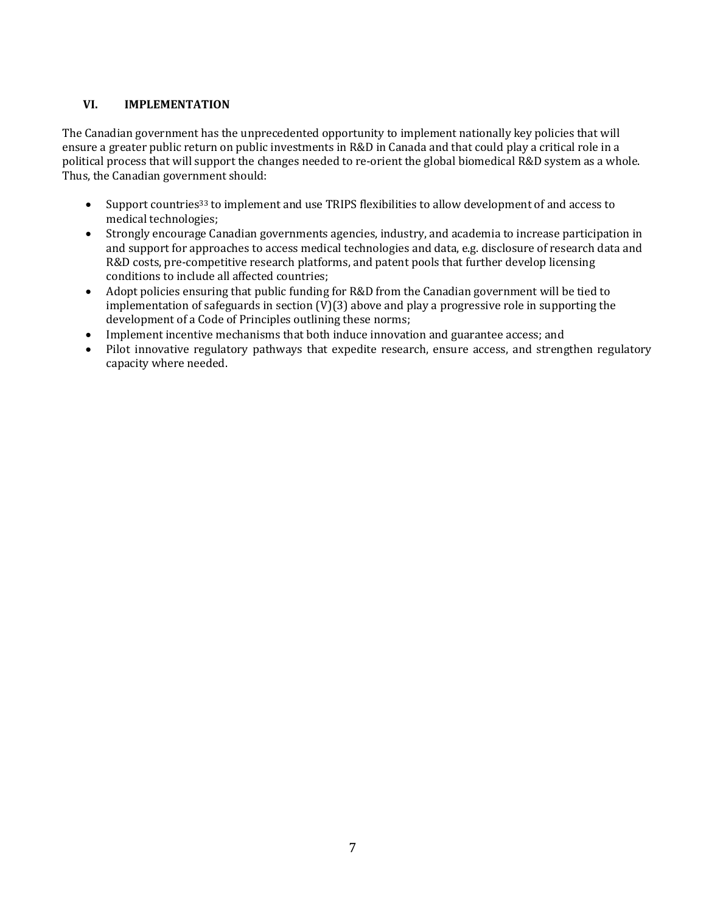## VI. IMPLEMENTATION

The Canadian government has the unprecedented opportunity to implement nationally key policies that will ensure a greater public return on public investments in R&D in Canada and that could play a critical role in a political process that will support the changes needed to re-orient the global biomedical R&D system as a whole. Thus, the Canadian government should:

- Support countries[33] to implement and use TRIPS flexibilities to allow development of and access to medical technologies;
- Strongly encourage Canadian governments agencies, industry, and academia to increase participation in and support for approaches to access medical technologies and data, e.g. disclosure of research data and R&D costs, pre-competitive research platforms, and patent pools that further develop licensing conditions to include all affected countries;
- Adopt policies ensuring that public funding for R&D from the Canadian government will be tied to implementation of safeguards in section (V)(3) above and play a progressive role in supporting the development of a Code of Principles outlining these norms;
- Implement incentive mechanisms that both induce innovation and guarantee access; and
- Pilot innovative regulatory pathways that expedite research, ensure access, and strengthen regulatory capacity where needed.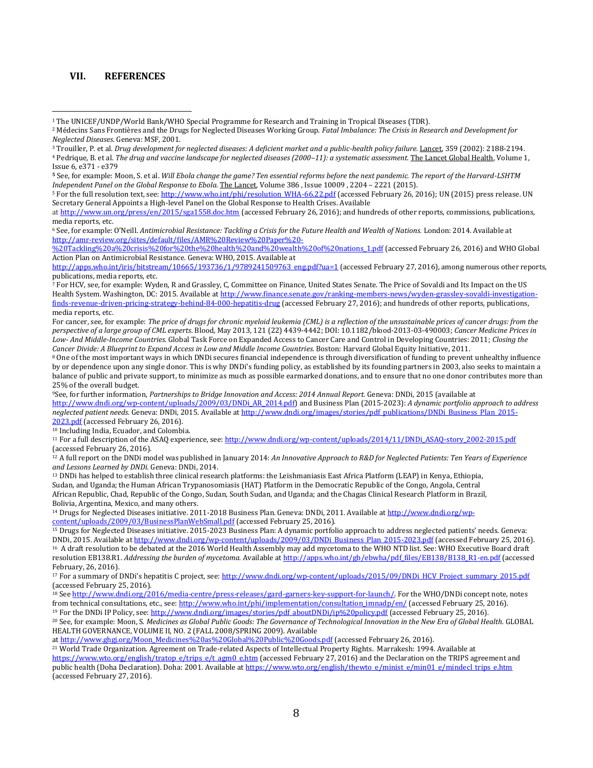## VII. REFERENCES

[1] The UNICEF/UNDP/World Bank/WHO Special Programme for Research and Training in Tropical Diseases (TDR).

[2] Médecins Sans Frontières and the Drugs for Neglected Diseases Working Group. *Fatal Imbalance: The Crisis in Research and Development for Neglected Diseases*. Geneva: MSF, 2001.

[3] Trouiller, P. et al. *Drug development for neglected diseases: A deficient market and a public-health policy failure.* Lancet, 359 (2002): 2188-2194.

[4] Pedrique, B. et al. *The drug and vaccine landscape for neglected diseases (2000–11): a systematic assessment.* The Lancet Global Health, Volume 1, Issue 6, e371 - e379

[5] See, for example: Moon, S. et al. *Will Ebola change the game? Ten essential reforms before the next pandemic. The report of the Harvard-LSHTM Independent Panel on the Global Response to Ebola.* The Lancet, Volume 386 , Issue 10009 , 2204 – 2221 (2015).

[5] For the full resolution text, see: http://www.who.int/phi/resolution_WHA-66.22.pdf (accessed February 26, 2016); UN (2015) press release. UN Secretary General Appoints a High-level Panel on the Global Response to Health Crises. Available at http://www.un.org/press/en/2015/sga1558.doc.htm (accessed February 26, 2016); and hundreds of other reports, commissions, publications, media reports, etc.

[6] See, for example: O'Neill. *Antimicrobial Resistance: Tackling a Crisis for the Future Health and Wealth of Nations.* London: 2014. Available at http://amr-review.org/sites/default/files/AMR%20Review%20Paper%20-%20Tackling%20a%20crisis%20for%20the%20health%20and%20wealth%20of%20nations_1.pdf (accessed February 26, 2016) and WHO Global Action Plan on Antimicrobial Resistance. Geneva: WHO, 2015. Available at http://apps.who.int/iris/bitstream/10665/193736/1/9789241509763_eng.pdf?ua=1 (accessed February 27, 2016), among numerous other reports, publications, media reports, etc.

[7] For HCV, see, for example: Wyden, R and Grassley, C, Committee on Finance, United States Senate. The Price of Sovaldi and Its Impact on the US Health System. Washington, DC: 2015. Available at http://www.finance.senate.gov/ranking-members-news/wyden-grassley-sovaldi-investigation-finds-revenue-driven-pricing-strategy-behind-84-000-hepatitis-drug (accessed February 27, 2016); and hundreds of other reports, publications, media reports, etc.

For cancer, see, for example: *The price of drugs for chronic myeloid leukemia (CML) is a reflection of the unsustainable prices of cancer drugs: from the perspective of a large group of CML experts*. Blood, May 2013, 121 (22) 4439-4442; DOI: 10.1182/blood-2013-03-490003; *Cancer Medicine Prices in Low- And Middle-Income Countries.* Global Task Force on Expanded Access to Cancer Care and Control in Developing Countries: 2011; *Closing the Cancer Divide: A Blueprint to Expand Access in Low and Middle Income Countries.* Boston: Harvard Global Equity Initiative, 2011.

[8] One of the most important ways in which DNDi secures financial independence is through diversification of funding to prevent unhealthy influence by or dependence upon any single donor. This is why DNDi's funding policy, as established by its founding partners in 2003, also seeks to maintain a balance of public and private support, to minimize as much as possible earmarked donations, and to ensure that no one donor contributes more than 25% of the overall budget.

[9] See, for further information, *Partnerships to Bridge Innovation and Access: 2014 Annual Report.* Geneva: DNDi, 2015 (available at http://www.dndi.org/wp-content/uploads/2009/03/DNDi_AR_2014.pdf) and Business Plan (2015-2023): *A dynamic portfolio approach to address neglected patient needs.* Geneva: DNDi, 2015. Available at http://www.dndi.org/images/stories/pdf_publications/DNDi_Business_Plan_2015-2023.pdf (accessed February 26, 2016).

[10] Including India, Ecuador, and Colombia.

[11] For a full description of the ASAQ experience, see: http://www.dndi.org/wp-content/uploads/2014/11/DNDi_ASAQ-story_2002-2015.pdf (accessed February 26, 2016).

[12] A full report on the DNDi model was published in January 2014: *An Innovative Approach to R&D for Neglected Patients: Ten Years of Experience and Lessons Learned by DNDi.* Geneva: DNDi, 2014.

[13] DNDi has helped to establish three clinical research platforms: the Leishmaniasis East Africa Platform (LEAP) in Kenya, Ethiopia, Sudan, and Uganda; the Human African Trypanosomiasis (HAT) Platform in the Democratic Republic of the Congo, Angola, Central African Republic, Chad, Republic of the Congo, Sudan, South Sudan, and Uganda; and the Chagas Clinical Research Platform in Brazil, Bolivia, Argentina, Mexico, and many others.

[14] Drugs for Neglected Diseases initiative. 2011-2018 Business Plan. Geneva: DNDi, 2011. Available at http://www.dndi.org/wp-content/uploads/2009/03/BusinessPlanWebSmall.pdf (accessed February 25, 2016).

[15] Drugs for Neglected Diseases initiative. 2015-2023 Business Plan: A dynamic portfolio approach to address neglected patients' needs. Geneva: DNDi, 2015. Available at http://www.dndi.org/wp-content/uploads/2009/03/DNDi_Business_Plan_2015-2023.pdf (accessed February 25, 2016).

[16] A draft resolution to be debated at the 2016 World Health Assembly may add mycetoma to the WHO NTD list. See: WHO Executive Board draft resolution EB138.R1. *Addressing the burden of mycetoma.* Available at http://apps.who.int/gb/ebwha/pdf_files/EB138/B138_R1-en.pdf (accessed February, 26, 2016).

[17] For a summary of DNDi's hepatitis C project, see: http://www.dndi.org/wp-content/uploads/2015/09/DNDi_HCV_Project_summary_2015.pdf (accessed February 25, 2016).

[18] See http://www.dndi.org/2016/media-centre/press-releases/gard-garners-key-support-for-launch/. For the WHO/DNDi concept note, notes from technical consultations, etc., see: http://www.who.int/phi/implementation/consultation_imnadp/en/ (accessed February 25, 2016).

[19] For the DNDi IP Policy, see: http://www.dndi.org/images/stories/pdf_aboutDNDi/ip%20policy.pdf (accessed February 25, 2016).

[20] See, for example: Moon, S. *Medicines as Global Public Goods: The Governance of Technological Innovation in the New Era of Global Health.* GLOBAL HEALTH GOVERNANCE, VOLUME II, NO. 2 (FALL 2008/SPRING 2009). Available at http://www.ghgj.org/Moon_Medicines%20as%20Global%20Public%20Goods.pdf (accessed February 26, 2016).

[21] World Trade Organization. Agreement on Trade-related Aspects of Intellectual Property Rights. Marrakesh: 1994. Available at https://www.wto.org/english/tratop_e/trips_e/t_agm0_e.htm (accessed February 27, 2016) and the Declaration on the TRIPS agreement and public health (Doha Declaration). Doha: 2001. Available at https://www.wto.org/english/thewto_e/minist_e/min01_e/mindecl_trips_e.htm (accessed February 27, 2016).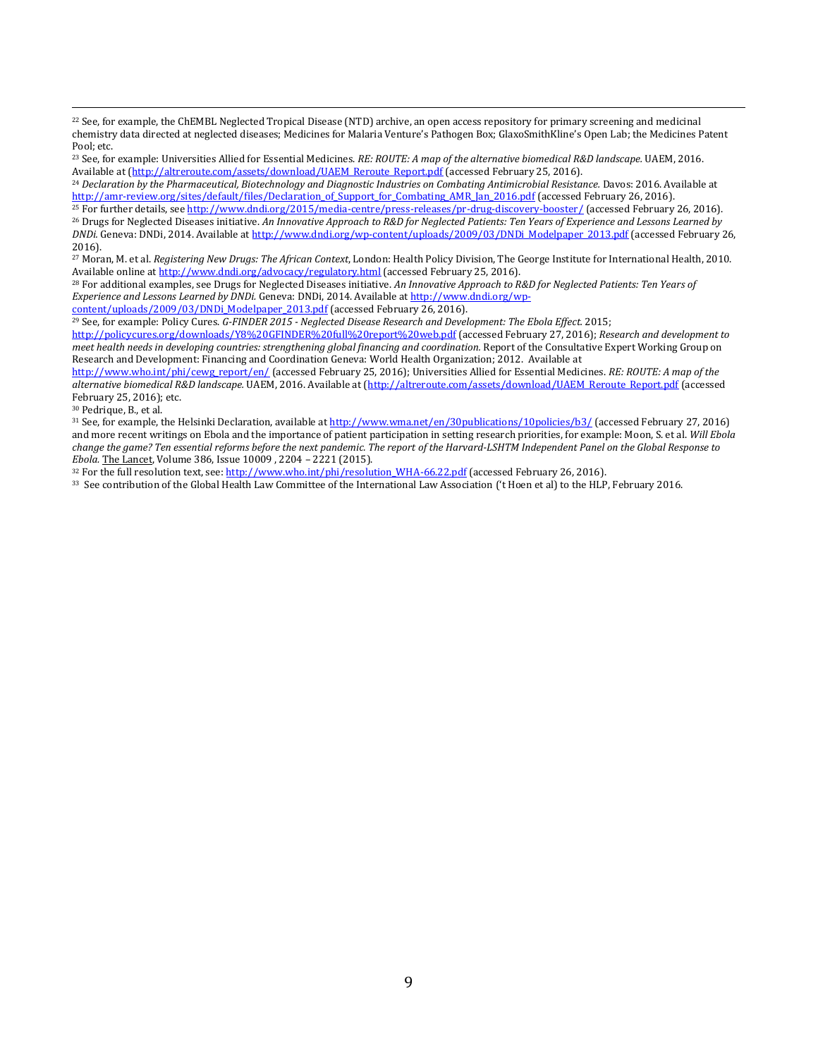[22] See, for example, the ChEMBL Neglected Tropical Disease (NTD) archive, an open access repository for primary screening and medicinal chemistry data directed at neglected diseases; Medicines for Malaria Venture's Pathogen Box; GlaxoSmithKline's Open Lab; the Medicines Patent Pool; etc.

[23] See, for example: Universities Allied for Essential Medicines. *RE: ROUTE: A map of the alternative biomedical R&D landscape.* UAEM, 2016. Available at (http://altreroute.com/assets/download/UAEM_Reroute_Report.pdf (accessed February 25, 2016).

[24] *Declaration by the Pharmaceutical, Biotechnology and Diagnostic Industries on Combating Antimicrobial Resistance.* Davos: 2016. Available at http://amr-review.org/sites/default/files/Declaration_of_Support_for_Combating_AMR_Jan_2016.pdf (accessed February 26, 2016).

[25] For further details, see http://www.dndi.org/2015/media-centre/press-releases/pr-drug-discovery-booster/ (accessed February 26, 2016).

[26] Drugs for Neglected Diseases initiative. *An Innovative Approach to R&D for Neglected Patients: Ten Years of Experience and Lessons Learned by DNDi.* Geneva: DNDi, 2014. Available at http://www.dndi.org/wp-content/uploads/2009/03/DNDi_Modelpaper_2013.pdf (accessed February 26, 2016).

[27] Moran, M. et al. *Registering New Drugs: The African Context*, London: Health Policy Division, The George Institute for International Health, 2010. Available online at http://www.dndi.org/advocacy/regulatory.html (accessed February 25, 2016).

[28] For additional examples, see Drugs for Neglected Diseases initiative. *An Innovative Approach to R&D for Neglected Patients: Ten Years of Experience and Lessons Learned by DNDi.* Geneva: DNDi, 2014. Available at http://www.dndi.org/wp-content/uploads/2009/03/DNDi_Modelpaper_2013.pdf (accessed February 26, 2016).

[29] See, for example: Policy Cures. *G-FINDER 2015 - Neglected Disease Research and Development: The Ebola Effect.* 2015; http://policycures.org/downloads/Y8%20GFINDER%20full%20report%20web.pdf (accessed February 27, 2016); *Research and development to meet health needs in developing countries: strengthening global financing and coordination.* Report of the Consultative Expert Working Group on Research and Development: Financing and Coordination Geneva: World Health Organization; 2012. Available at http://www.who.int/phi/cewg_report/en/ (accessed February 25, 2016); Universities Allied for Essential Medicines. *RE: ROUTE: A map of the alternative biomedical R&D landscape.* UAEM, 2016. Available at (http://altreroute.com/assets/download/UAEM_Reroute_Report.pdf (accessed February 25, 2016); etc.

[30] Pedrique, B., et al.

[31] See, for example, the Helsinki Declaration, available at http://www.wma.net/en/30publications/10policies/b3/ (accessed February 27, 2016) and more recent writings on Ebola and the importance of patient participation in setting research priorities, for example: Moon, S. et al. *Will Ebola change the game? Ten essential reforms before the next pandemic. The report of the Harvard-LSHTM Independent Panel on the Global Response to Ebola.* The Lancet, Volume 386, Issue 10009 , 2204 – 2221 (2015).

[32] For the full resolution text, see: http://www.who.int/phi/resolution_WHA-66.22.pdf (accessed February 26, 2016).

[33] See contribution of the Global Health Law Committee of the International Law Association ('t Hoen et al) to the HLP, February 2016.